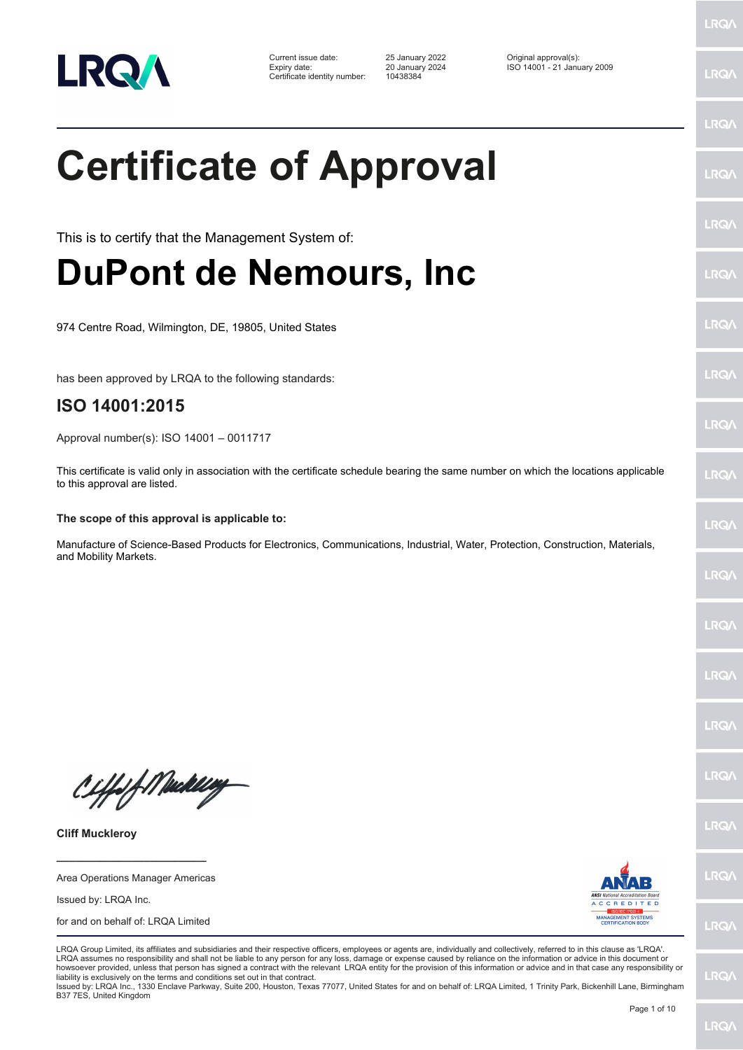| | | | |
|---|---|---|---|
| Current issue date: | 25 January 2022 | Original approval(s): | |
| Expiry date: | 20 January 2024 | ISO 14001 - 21 January 2009 | |
| Certificate identity number: | 10438384 | | |

# Certificate of Approval

This is to certify that the Management System of:

# DuPont de Nemours, Inc

974 Centre Road, Wilmington, DE, 19805, United States

has been approved by LRQA to the following standards:

## ISO 14001:2015

Approval number(s): ISO 14001 – 0011717

This certificate is valid only in association with the certificate schedule bearing the same number on which the locations applicable to this approval are listed.

**The scope of this approval is applicable to:**

Manufacture of Science-Based Products for Electronics, Communications, Industrial, Water, Protection, Construction, Materials, and Mobility Markets.

**Cliff Muckleroy**

Area Operations Manager Americas

Issued by: LRQA Inc.

for and on behalf of: LRQA Limited

LRQA Group Limited, its affiliates and subsidiaries and their respective officers, employees or agents are, individually and collectively, referred to in this clause as 'LRQA'. LRQA assumes no responsibility and shall not be liable to any person for any loss, damage or expense caused by reliance on the information or advice in this document or howsoever provided, unless that person has signed a contract with the relevant LRQA entity for the provision of this information or advice and in that case any responsibility or liability is exclusively on the terms and conditions set out in that contract.
Issued by: LRQA Inc., 1330 Enclave Parkway, Suite 200, Houston, Texas 77077, United States for and on behalf of: LRQA Limited, 1 Trinity Park, Bickenhill Lane, Birmingham B37 7ES, United Kingdom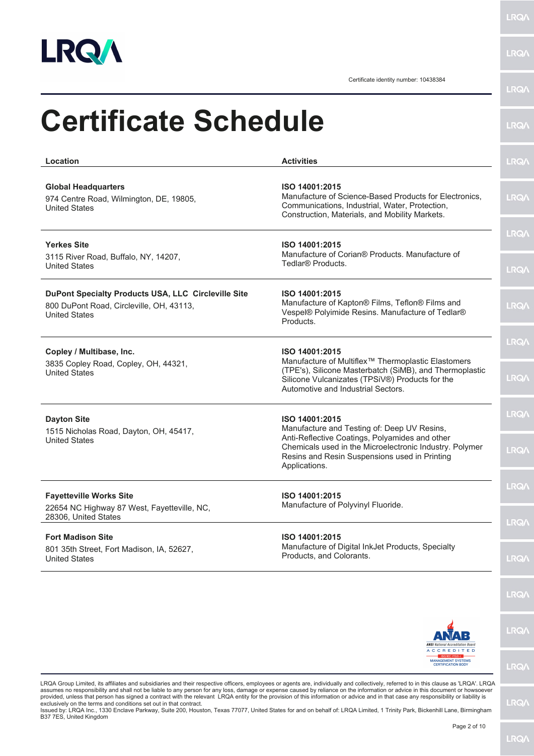Certificate identity number: 10438384

# Certificate Schedule

| Location | Activities |
|---|---|
| **Global Headquarters**<br>974 Centre Road, Wilmington, DE, 19805, United States | **ISO 14001:2015**<br>Manufacture of Science-Based Products for Electronics, Communications, Industrial, Water, Protection, Construction, Materials, and Mobility Markets. |
| **Yerkes Site**<br>3115 River Road, Buffalo, NY, 14207, United States | **ISO 14001:2015**<br>Manufacture of Corian® Products. Manufacture of Tedlar® Products. |
| **DuPont Specialty Products USA, LLC Circleville Site**<br>800 DuPont Road, Circleville, OH, 43113, United States | **ISO 14001:2015**<br>Manufacture of Kapton® Films, Teflon® Films and Vespel® Polyimide Resins. Manufacture of Tedlar® Products. |
| **Copley / Multibase, Inc.**<br>3835 Copley Road, Copley, OH, 44321, United States | **ISO 14001:2015**<br>Manufacture of Multiflex™ Thermoplastic Elastomers (TPE's), Silicone Masterbatch (SiMB), and Thermoplastic Silicone Vulcanizates (TPSiV®) Products for the Automotive and Industrial Sectors. |
| **Dayton Site**<br>1515 Nicholas Road, Dayton, OH, 45417, United States | **ISO 14001:2015**<br>Manufacture and Testing of: Deep UV Resins, Anti-Reflective Coatings, Polyamides and other Chemicals used in the Microelectronic Industry. Polymer Resins and Resin Suspensions used in Printing Applications. |
| **Fayetteville Works Site**<br>22654 NC Highway 87 West, Fayetteville, NC, 28306, United States | **ISO 14001:2015**<br>Manufacture of Polyvinyl Fluoride. |
| **Fort Madison Site**<br>801 35th Street, Fort Madison, IA, 52627, United States | **ISO 14001:2015**<br>Manufacture of Digital InkJet Products, Specialty Products, and Colorants. |

LRQA Group Limited, its affiliates and subsidiaries and their respective officers, employees or agents are, individually and collectively, referred to in this clause as 'LRQA'. LRQA assumes no responsibility and shall not be liable to any person for any loss, damage or expense caused by reliance on the information or advice in this document or howsoever provided, unless that person has signed a contract with the relevant LRQA entity for the provision of this information or advice and in that case any responsibility or liability is exclusively on the terms and conditions set out in that contract.
Issued by: LRQA Inc., 1330 Enclave Parkway, Suite 200, Houston, Texas 77077, United States for and on behalf of: LRQA Limited, 1 Trinity Park, Bickenhill Lane, Birmingham B37 7ES, United Kingdom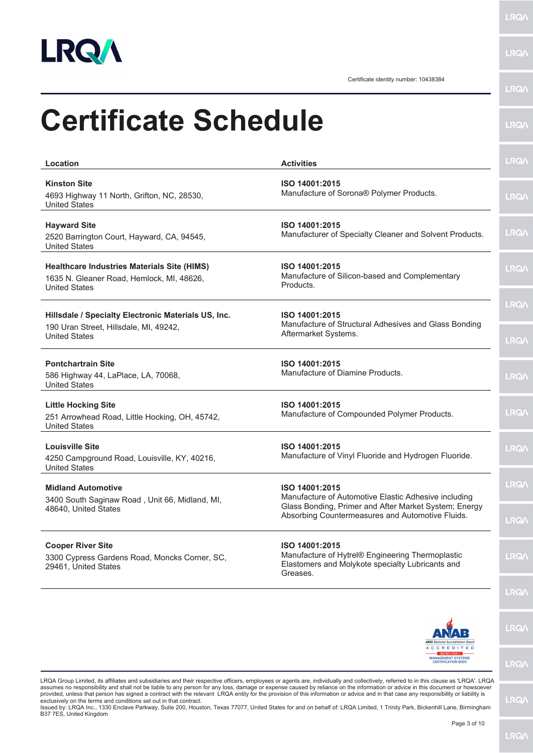Certificate identity number: 10438384

# Certificate Schedule

| Location | Activities |
|---|---|
| **Kinston Site**<br>4693 Highway 11 North, Grifton, NC, 28530, United States | **ISO 14001:2015**<br>Manufacture of Sorona® Polymer Products. |
| **Hayward Site**<br>2520 Barrington Court, Hayward, CA, 94545, United States | **ISO 14001:2015**<br>Manufacturer of Specialty Cleaner and Solvent Products. |
| **Healthcare Industries Materials Site (HIMS)**<br>1635 N. Gleaner Road, Hemlock, MI, 48626, United States | **ISO 14001:2015**<br>Manufacture of Silicon-based and Complementary Products. |
| **Hillsdale / Specialty Electronic Materials US, Inc.**<br>190 Uran Street, Hillsdale, MI, 49242, United States | **ISO 14001:2015**<br>Manufacture of Structural Adhesives and Glass Bonding Aftermarket Systems. |
| **Pontchartrain Site**<br>586 Highway 44, LaPlace, LA, 70068, United States | **ISO 14001:2015**<br>Manufacture of Diamine Products. |
| **Little Hocking Site**<br>251 Arrowhead Road, Little Hocking, OH, 45742, United States | **ISO 14001:2015**<br>Manufacture of Compounded Polymer Products. |
| **Louisville Site**<br>4250 Campground Road, Louisville, KY, 40216, United States | **ISO 14001:2015**<br>Manufacture of Vinyl Fluoride and Hydrogen Fluoride. |
| **Midland Automotive**<br>3400 South Saginaw Road , Unit 66, Midland, MI, 48640, United States | **ISO 14001:2015**<br>Manufacture of Automotive Elastic Adhesive including Glass Bonding, Primer and After Market System; Energy Absorbing Countermeasures and Automotive Fluids. |
| **Cooper River Site**<br>3300 Cypress Gardens Road, Moncks Corner, SC, 29461, United States | **ISO 14001:2015**<br>Manufacture of Hytrel® Engineering Thermoplastic Elastomers and Molykote specialty Lubricants and Greases. |

LRQA Group Limited, its affiliates and subsidiaries and their respective officers, employees or agents are, individually and collectively, referred to in this clause as 'LRQA'. LRQA assumes no responsibility and shall not be liable to any person for any loss, damage or expense caused by reliance on the information or advice in this document or howsoever provided, unless that person has signed a contract with the relevant LRQA entity for the provision of this information or advice and in that case any responsibility or liability is exclusively on the terms and conditions set out in that contract.
Issued by: LRQA Inc., 1330 Enclave Parkway, Suite 200, Houston, Texas 77077, United States for and on behalf of: LRQA Limited, 1 Trinity Park, Bickenhill Lane, Birmingham B37 7ES, United Kingdom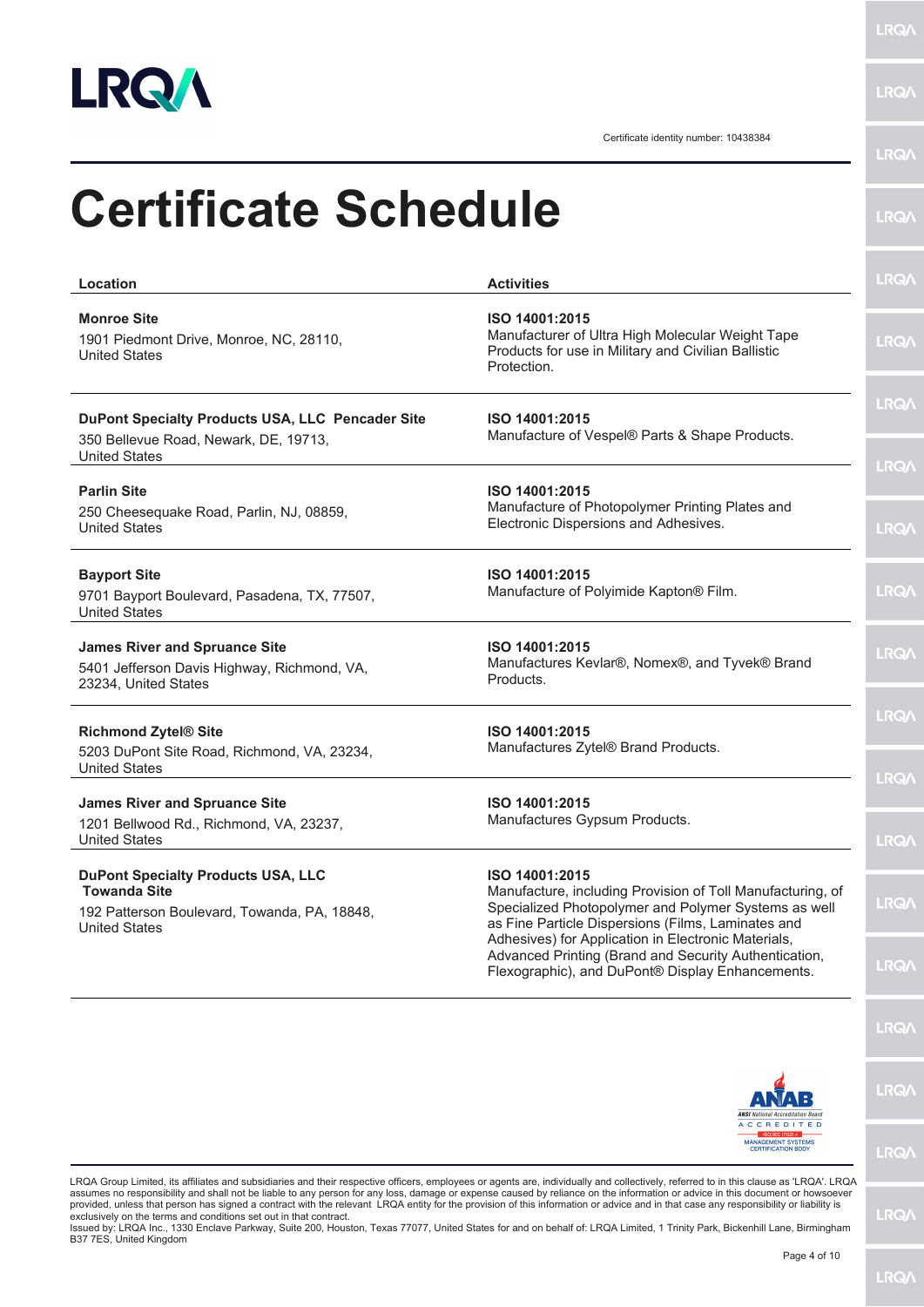Certificate identity number: 10438384

# Certificate Schedule

| Location | Activities |
| --- | --- |
| **Monroe Site**<br>1901 Piedmont Drive, Monroe, NC, 28110, United States | **ISO 14001:2015**<br>Manufacturer of Ultra High Molecular Weight Tape Products for use in Military and Civilian Ballistic Protection. |
| **DuPont Specialty Products USA, LLC Pencader Site**<br>350 Bellevue Road, Newark, DE, 19713, United States | **ISO 14001:2015**<br>Manufacture of Vespel® Parts & Shape Products. |
| **Parlin Site**<br>250 Cheesequake Road, Parlin, NJ, 08859, United States | **ISO 14001:2015**<br>Manufacture of Photopolymer Printing Plates and Electronic Dispersions and Adhesives. |
| **Bayport Site**<br>9701 Bayport Boulevard, Pasadena, TX, 77507, United States | **ISO 14001:2015**<br>Manufacture of Polyimide Kapton® Film. |
| **James River and Spruance Site**<br>5401 Jefferson Davis Highway, Richmond, VA, 23234, United States | **ISO 14001:2015**<br>Manufactures Kevlar®, Nomex®, and Tyvek® Brand Products. |
| **Richmond Zytel® Site**<br>5203 DuPont Site Road, Richmond, VA, 23234, United States | **ISO 14001:2015**<br>Manufactures Zytel® Brand Products. |
| **James River and Spruance Site**<br>1201 Bellwood Rd., Richmond, VA, 23237, United States | **ISO 14001:2015**<br>Manufactures Gypsum Products. |
| **DuPont Specialty Products USA, LLC Towanda Site**<br>192 Patterson Boulevard, Towanda, PA, 18848, United States | **ISO 14001:2015**<br>Manufacture, including Provision of Toll Manufacturing, of Specialized Photopolymer and Polymer Systems as well as Fine Particle Dispersions (Films, Laminates and Adhesives) for Application in Electronic Materials, Advanced Printing (Brand and Security Authentication, Flexographic), and DuPont® Display Enhancements. |

LRQA Group Limited, its affiliates and subsidiaries and their respective officers, employees or agents are, individually and collectively, referred to in this clause as 'LRQA'. LRQA assumes no responsibility and shall not be liable to any person for any loss, damage or expense caused by reliance on the information or advice in this document or howsoever provided, unless that person has signed a contract with the relevant LRQA entity for the provision of this information or advice and in that case any responsibility or liability is exclusively on the terms and conditions set out in that contract.
Issued by: LRQA Inc., 1330 Enclave Parkway, Suite 200, Houston, Texas 77077, United States for and on behalf of: LRQA Limited, 1 Trinity Park, Bickenhill Lane, Birmingham B37 7ES, United Kingdom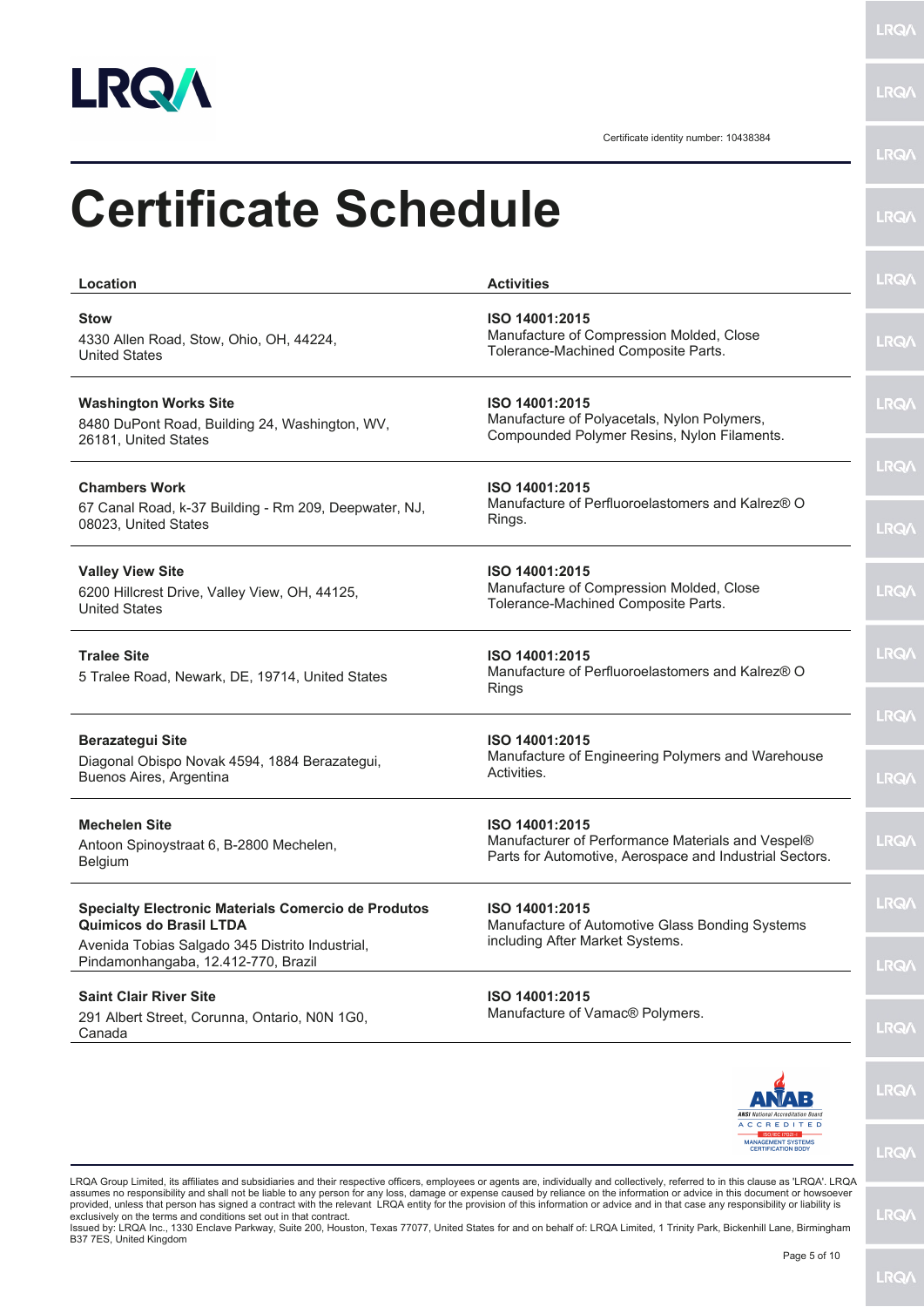Certificate identity number: 10438384

# Certificate Schedule

| Location | Activities |
| --- | --- |
| **Stow**<br>4330 Allen Road, Stow, Ohio, OH, 44224, United States | **ISO 14001:2015**<br>Manufacture of Compression Molded, Close Tolerance-Machined Composite Parts. |
| **Washington Works Site**<br>8480 DuPont Road, Building 24, Washington, WV, 26181, United States | **ISO 14001:2015**<br>Manufacture of Polyacetals, Nylon Polymers, Compounded Polymer Resins, Nylon Filaments. |
| **Chambers Work**<br>67 Canal Road, k-37 Building - Rm 209, Deepwater, NJ, 08023, United States | **ISO 14001:2015**<br>Manufacture of Perfluoroelastomers and Kalrez® O Rings. |
| **Valley View Site**<br>6200 Hillcrest Drive, Valley View, OH, 44125, United States | **ISO 14001:2015**<br>Manufacture of Compression Molded, Close Tolerance-Machined Composite Parts. |
| **Tralee Site**<br>5 Tralee Road, Newark, DE, 19714, United States | **ISO 14001:2015**<br>Manufacture of Perfluoroelastomers and Kalrez® O Rings |
| **Berazategui Site**<br>Diagonal Obispo Novak 4594, 1884 Berazategui, Buenos Aires, Argentina | **ISO 14001:2015**<br>Manufacture of Engineering Polymers and Warehouse Activities. |
| **Mechelen Site**<br>Antoon Spinoystraat 6, B-2800 Mechelen, Belgium | **ISO 14001:2015**<br>Manufacturer of Performance Materials and Vespel® Parts for Automotive, Aerospace and Industrial Sectors. |
| **Specialty Electronic Materials Comercio de Produtos Quimicos do Brasil LTDA**<br>Avenida Tobias Salgado 345 Distrito Industrial, Pindamonhangaba, 12.412-770, Brazil | **ISO 14001:2015**<br>Manufacture of Automotive Glass Bonding Systems including After Market Systems. |
| **Saint Clair River Site**<br>291 Albert Street, Corunna, Ontario, N0N 1G0, Canada | **ISO 14001:2015**<br>Manufacture of Vamac® Polymers. |

LRQA Group Limited, its affiliates and subsidiaries and their respective officers, employees or agents are, individually and collectively, referred to in this clause as 'LRQA'. LRQA assumes no responsibility and shall not be liable to any person for any loss, damage or expense caused by reliance on the information or advice in this document or howsoever provided, unless that person has signed a contract with the relevant LRQA entity for the provision of this information or advice and in that case any responsibility or liability is exclusively on the terms and conditions set out in that contract.
Issued by: LRQA Inc., 1330 Enclave Parkway, Suite 200, Houston, Texas 77077, United States for and on behalf of: LRQA Limited, 1 Trinity Park, Bickenhill Lane, Birmingham B37 7ES, United Kingdom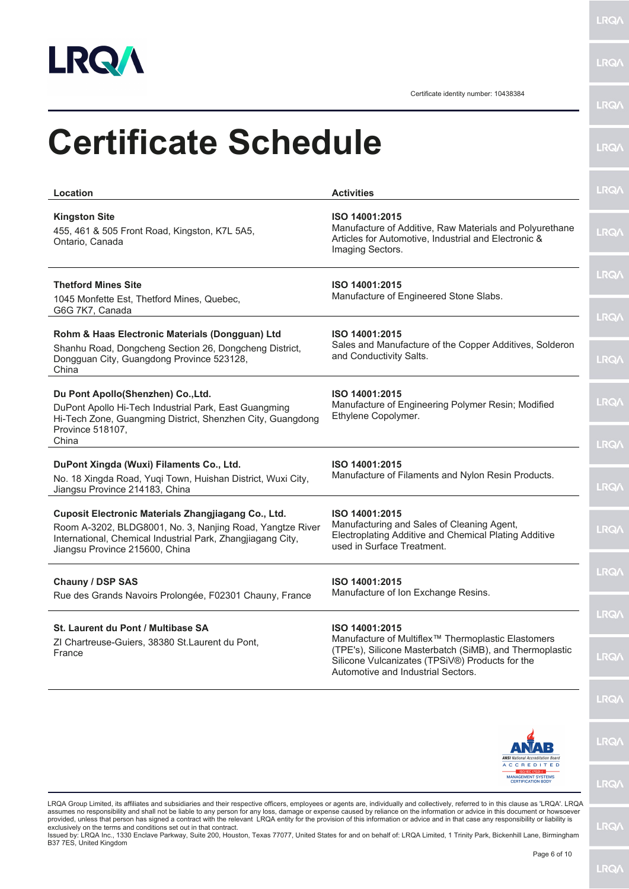Certificate identity number: 10438384

# Certificate Schedule

| Location | Activities |
|---|---|
| **Kingston Site**<br>455, 461 & 505 Front Road, Kingston, K7L 5A5, Ontario, Canada | **ISO 14001:2015**<br>Manufacture of Additive, Raw Materials and Polyurethane Articles for Automotive, Industrial and Electronic & Imaging Sectors. |
| **Thetford Mines Site**<br>1045 Monfette Est, Thetford Mines, Quebec, G6G 7K7, Canada | **ISO 14001:2015**<br>Manufacture of Engineered Stone Slabs. |
| **Rohm & Haas Electronic Materials (Dongguan) Ltd**<br>Shanhu Road, Dongcheng Section 26, Dongcheng District, Dongguan City, Guangdong Province 523128, China | **ISO 14001:2015**<br>Sales and Manufacture of the Copper Additives, Solderon and Conductivity Salts. |
| **Du Pont Apollo(Shenzhen) Co.,Ltd.**<br>DuPont Apollo Hi-Tech Industrial Park, East Guangming Hi-Tech Zone, Guangming District, Shenzhen City, Guangdong Province 518107, China | **ISO 14001:2015**<br>Manufacture of Engineering Polymer Resin; Modified Ethylene Copolymer. |
| **DuPont Xingda (Wuxi) Filaments Co., Ltd.**<br>No. 18 Xingda Road, Yuqi Town, Huishan District, Wuxi City, Jiangsu Province 214183, China | **ISO 14001:2015**<br>Manufacture of Filaments and Nylon Resin Products. |
| **Cuposit Electronic Materials Zhangjiagang Co., Ltd.**<br>Room A-3202, BLDG8001, No. 3, Nanjing Road, Yangtze River International, Chemical Industrial Park, Zhangjiagang City, Jiangsu Province 215600, China | **ISO 14001:2015**<br>Manufacturing and Sales of Cleaning Agent, Electroplating Additive and Chemical Plating Additive used in Surface Treatment. |
| **Chauny / DSP SAS**<br>Rue des Grands Navoirs Prolongée, F02301 Chauny, France | **ISO 14001:2015**<br>Manufacture of Ion Exchange Resins. |
| **St. Laurent du Pont / Multibase SA**<br>ZI Chartreuse-Guiers, 38380 St.Laurent du Pont, France | **ISO 14001:2015**<br>Manufacture of Multiflex™ Thermoplastic Elastomers (TPE's), Silicone Masterbatch (SiMB), and Thermoplastic Silicone Vulcanizates (TPSiV®) Products for the Automotive and Industrial Sectors. |

LRQA Group Limited, its affiliates and subsidiaries and their respective officers, employees or agents are, individually and collectively, referred to in this clause as 'LRQA'. LRQA assumes no responsibility and shall not be liable to any person for any loss, damage or expense caused by reliance on the information or advice in this document or howsoever provided, unless that person has signed a contract with the relevant LRQA entity for the provision of this information or advice and in that case any responsibility or liability is exclusively on the terms and conditions set out in that contract.

Issued by: LRQA Inc., 1330 Enclave Parkway, Suite 200, Houston, Texas 77077, United States for and on behalf of: LRQA Limited, 1 Trinity Park, Bickenhill Lane, Birmingham B37 7ES, United Kingdom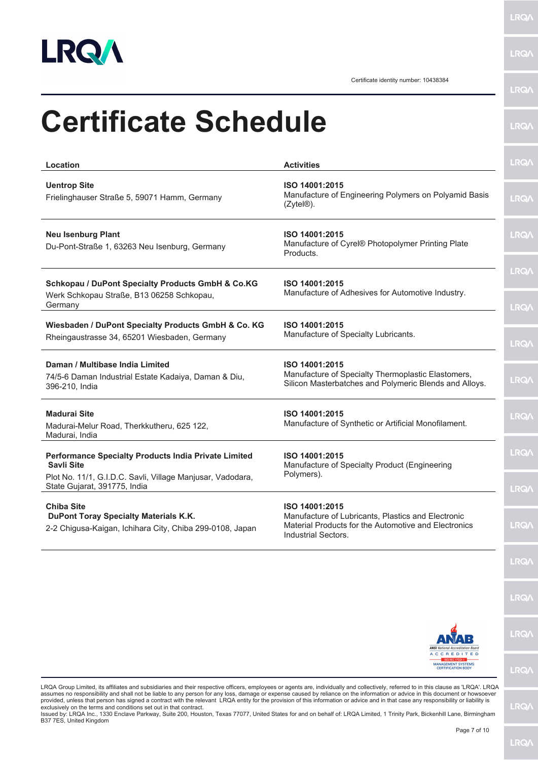Certificate identity number: 10438384

# Certificate Schedule

| Location | Activities |
|---|---|
| **Uentrop Site**<br>Frielinghauser Straße 5, 59071 Hamm, Germany | **ISO 14001:2015**<br>Manufacture of Engineering Polymers on Polyamid Basis (Zytel®). |
| **Neu Isenburg Plant**<br>Du-Pont-Straße 1, 63263 Neu Isenburg, Germany | **ISO 14001:2015**<br>Manufacture of Cyrel® Photopolymer Printing Plate Products. |
| **Schkopau / DuPont Specialty Products GmbH & Co.KG**<br>Werk Schkopau Straße, B13 06258 Schkopau, Germany | **ISO 14001:2015**<br>Manufacture of Adhesives for Automotive Industry. |
| **Wiesbaden / DuPont Specialty Products GmbH & Co. KG**<br>Rheingaustrasse 34, 65201 Wiesbaden, Germany | **ISO 14001:2015**<br>Manufacture of Specialty Lubricants. |
| **Daman / Multibase India Limited**<br>74/5-6 Daman Industrial Estate Kadaiya, Daman & Diu, 396-210, India | **ISO 14001:2015**<br>Manufacture of Specialty Thermoplastic Elastomers, Silicon Masterbatches and Polymeric Blends and Alloys. |
| **Madurai Site**<br>Madurai-Melur Road, Therkkutheru, 625 122, Madurai, India | **ISO 14001:2015**<br>Manufacture of Synthetic or Artificial Monofilament. |
| **Performance Specialty Products India Private Limited Savli Site**<br>Plot No. 11/1, G.I.D.C. Savli, Village Manjusar, Vadodara, State Gujarat, 391775, India | **ISO 14001:2015**<br>Manufacture of Specialty Product (Engineering Polymers). |
| **Chiba Site**<br>**DuPont Toray Specialty Materials K.K.**<br>2-2 Chigusa-Kaigan, Ichihara City, Chiba 299-0108, Japan | **ISO 14001:2015**<br>Manufacture of Lubricants, Plastics and Electronic Material Products for the Automotive and Electronics Industrial Sectors. |

LRQA Group Limited, its affiliates and subsidiaries and their respective officers, employees or agents are, individually and collectively, referred to in this clause as 'LRQA'. LRQA assumes no responsibility and shall not be liable to any person for any loss, damage or expense caused by reliance on the information or advice in this document or howsoever provided, unless that person has signed a contract with the relevant LRQA entity for the provision of this information or advice and in that case any responsibility or liability is exclusively on the terms and conditions set out in that contract.

Issued by: LRQA Inc., 1330 Enclave Parkway, Suite 200, Houston, Texas 77077, United States for and on behalf of: LRQA Limited, 1 Trinity Park, Bickenhill Lane, Birmingham B37 7ES, United Kingdom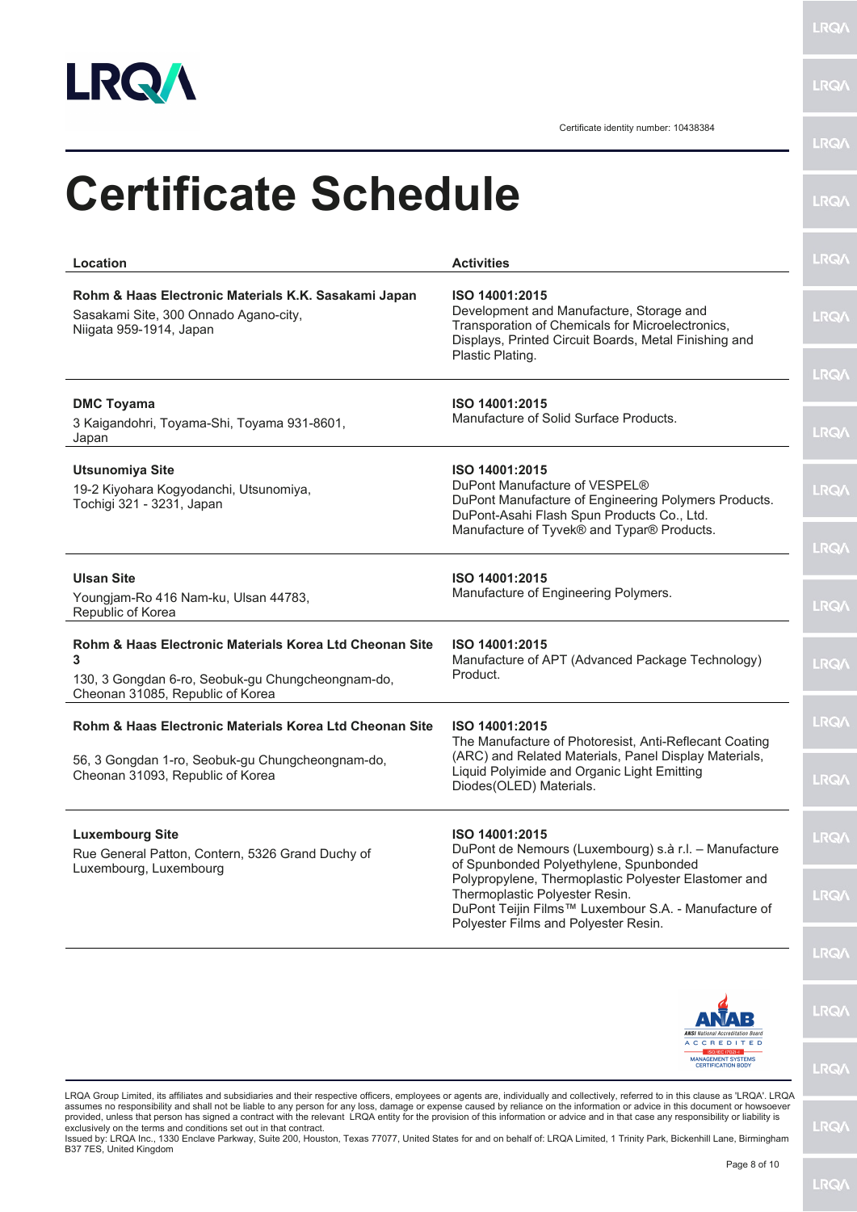Certificate identity number: 10438384

# Certificate Schedule

| Location | Activities |
|---|---|
| **Rohm & Haas Electronic Materials K.K. Sasakami Japan**<br>Sasakami Site, 300 Onnado Agano-city, Niigata 959-1914, Japan | **ISO 14001:2015**<br>Development and Manufacture, Storage and Transporation of Chemicals for Microelectronics, Displays, Printed Circuit Boards, Metal Finishing and Plastic Plating. |
| **DMC Toyama**<br>3 Kaigandohri, Toyama-Shi, Toyama 931-8601, Japan | **ISO 14001:2015**<br>Manufacture of Solid Surface Products. |
| **Utsunomiya Site**<br>19-2 Kiyohara Kogyodanchi, Utsunomiya, Tochigi 321 - 3231, Japan | **ISO 14001:2015**<br>DuPont Manufacture of VESPEL®<br>DuPont Manufacture of Engineering Polymers Products.<br>DuPont-Asahi Flash Spun Products Co., Ltd. Manufacture of Tyvek® and Typar® Products. |
| **Ulsan Site**<br>Youngjam-Ro 416 Nam-ku, Ulsan 44783, Republic of Korea | **ISO 14001:2015**<br>Manufacture of Engineering Polymers. |
| **Rohm & Haas Electronic Materials Korea Ltd Cheonan Site 3**<br>130, 3 Gongdan 6-ro, Seobuk-gu Chungcheongnam-do, Cheonan 31085, Republic of Korea | **ISO 14001:2015**<br>Manufacture of APT (Advanced Package Technology) Product. |
| **Rohm & Haas Electronic Materials Korea Ltd Cheonan Site**<br>56, 3 Gongdan 1-ro, Seobuk-gu Chungcheongnam-do, Cheonan 31093, Republic of Korea | **ISO 14001:2015**<br>The Manufacture of Photoresist, Anti-Reflecant Coating (ARC) and Related Materials, Panel Display Materials, Liquid Polyimide and Organic Light Emitting Diodes(OLED) Materials. |
| **Luxembourg Site**<br>Rue General Patton, Contern, 5326 Grand Duchy of Luxembourg, Luxembourg | **ISO 14001:2015**<br>DuPont de Nemours (Luxembourg) s.à r.l. – Manufacture of Spunbonded Polyethylene, Spunbonded Polypropylene, Thermoplastic Polyester Elastomer and Thermoplastic Polyester Resin.<br>DuPont Teijin Films™ Luxembour S.A. - Manufacture of Polyester Films and Polyester Resin. |

LRQA Group Limited, its affiliates and subsidiaries and their respective officers, employees or agents are, individually and collectively, referred to in this clause as 'LRQA'. LRQA assumes no responsibility and shall not be liable to any person for any loss, damage or expense caused by reliance on the information or advice in this document or howsoever provided, unless that person has signed a contract with the relevant LRQA entity for the provision of this information or advice and in that case any responsibility or liability is exclusively on the terms and conditions set out in that contract.
Issued by: LRQA Inc., 1330 Enclave Parkway, Suite 200, Houston, Texas 77077, United States for and on behalf of: LRQA Limited, 1 Trinity Park, Bickenhill Lane, Birmingham B37 7ES, United Kingdom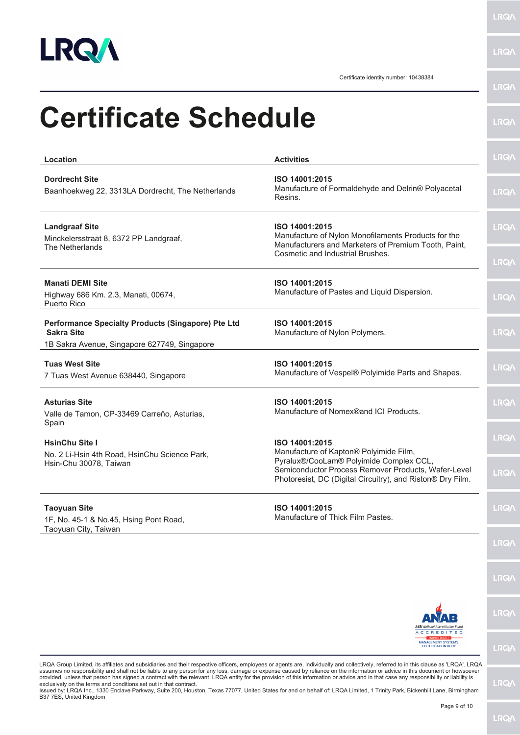Certificate identity number: 10438384

# Certificate Schedule

| Location | Activities |
| --- | --- |
| **Dordrecht Site**<br>Baanhoekweg 22, 3313LA Dordrecht, The Netherlands | **ISO 14001:2015**<br>Manufacture of Formaldehyde and Delrin® Polyacetal Resins. |
| **Landgraaf Site**<br>Minckelersstraat 8, 6372 PP Landgraaf, The Netherlands | **ISO 14001:2015**<br>Manufacture of Nylon Monofilaments Products for the Manufacturers and Marketers of Premium Tooth, Paint, Cosmetic and Industrial Brushes. |
| **Manati DEMI Site**<br>Highway 686 Km. 2.3, Manati, 00674, Puerto Rico | **ISO 14001:2015**<br>Manufacture of Pastes and Liquid Dispersion. |
| **Performance Specialty Products (Singapore) Pte Ltd Sakra Site**<br>1B Sakra Avenue, Singapore 627749, Singapore | **ISO 14001:2015**<br>Manufacture of Nylon Polymers. |
| **Tuas West Site**<br>7 Tuas West Avenue 638440, Singapore | **ISO 14001:2015**<br>Manufacture of Vespel® Polyimide Parts and Shapes. |
| **Asturias Site**<br>Valle de Tamon, CP-33469 Carreño, Asturias, Spain | **ISO 14001:2015**<br>Manufacture of Nomex®and ICI Products. |
| **HsinChu Site I**<br>No. 2 Li-Hsin 4th Road, HsinChu Science Park, Hsin-Chu 30078, Taiwan | **ISO 14001:2015**<br>Manufacture of Kapton® Polyimide Film, Pyralux®/CooLam® Polyimide Complex CCL, Semiconductor Process Remover Products, Wafer-Level Photoresist, DC (Digital Circuitry), and Riston® Dry Film. |
| **Taoyuan Site**<br>1F, No. 45-1 & No.45, Hsing Pont Road, Taoyuan City, Taiwan | **ISO 14001:2015**<br>Manufacture of Thick Film Pastes. |

ANAB ANSI National Accreditation Board ACCREDITED ISO/IEC 17021-1 MANAGEMENT SYSTEMS CERTIFICATION BODY

LRQA Group Limited, its affiliates and subsidiaries and their respective officers, employees or agents are, individually and collectively, referred to in this clause as 'LRQA'. LRQA assumes no responsibility and shall not be liable to any person for any loss, damage or expense caused by reliance on the information or advice in this document or howsoever provided, unless that person has signed a contract with the relevant LRQA entity for the provision of this information or advice and in that case any responsibility or liability is exclusively on the terms and conditions set out in that contract.
Issued by: LRQA Inc., 1330 Enclave Parkway, Suite 200, Houston, Texas 77077, United States for and on behalf of: LRQA Limited, 1 Trinity Park, Bickenhill Lane, Birmingham B37 7ES, United Kingdom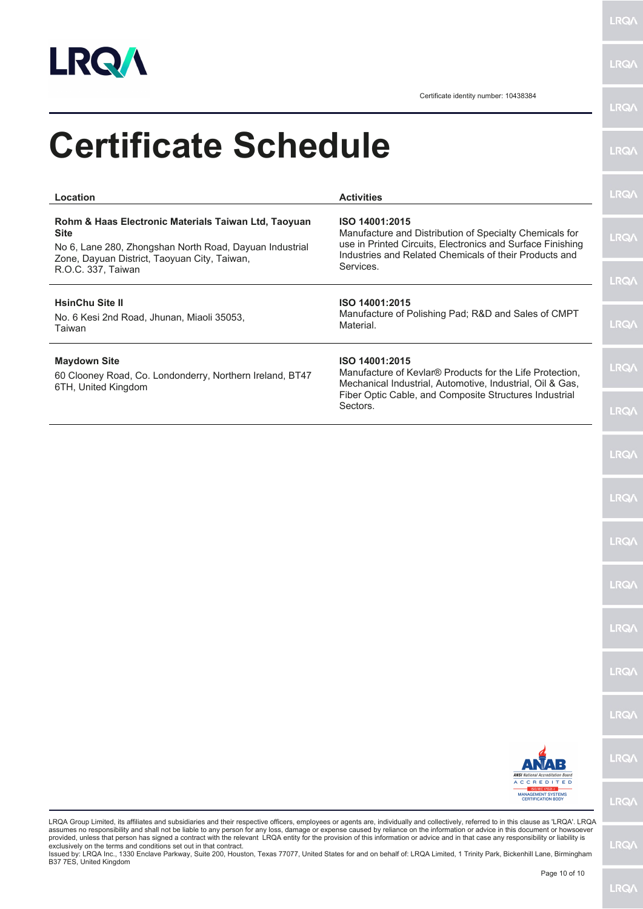Certificate identity number: 10438384

# Certificate Schedule

| Location | Activities |
|---|---|
| **Rohm & Haas Electronic Materials Taiwan Ltd, Taoyuan Site**<br>No 6, Lane 280, Zhongshan North Road, Dayuan Industrial Zone, Dayuan District, Taoyuan City, Taiwan, R.O.C. 337, Taiwan | **ISO 14001:2015**<br>Manufacture and Distribution of Specialty Chemicals for use in Printed Circuits, Electronics and Surface Finishing Industries and Related Chemicals of their Products and Services. |
| **HsinChu Site II**<br>No. 6 Kesi 2nd Road, Jhunan, Miaoli 35053, Taiwan | **ISO 14001:2015**<br>Manufacture of Polishing Pad; R&D and Sales of CMPT Material. |
| **Maydown Site**<br>60 Clooney Road, Co. Londonderry, Northern Ireland, BT47 6TH, United Kingdom | **ISO 14001:2015**<br>Manufacture of Kevlar® Products for the Life Protection, Mechanical Industrial, Automotive, Industrial, Oil & Gas, Fiber Optic Cable, and Composite Structures Industrial Sectors. |

LRQA Group Limited, its affiliates and subsidiaries and their respective officers, employees or agents are, individually and collectively, referred to in this clause as 'LRQA'. LRQA assumes no responsibility and shall not be liable to any person for any loss, damage or expense caused by reliance on the information or advice in this document or howsoever provided, unless that person has signed a contract with the relevant LRQA entity for the provision of this information or advice and in that case any responsibility or liability is exclusively on the terms and conditions set out in that contract.

Issued by: LRQA Inc., 1330 Enclave Parkway, Suite 200, Houston, Texas 77077, United States for and on behalf of: LRQA Limited, 1 Trinity Park, Bickenhill Lane, Birmingham B37 7ES, United Kingdom